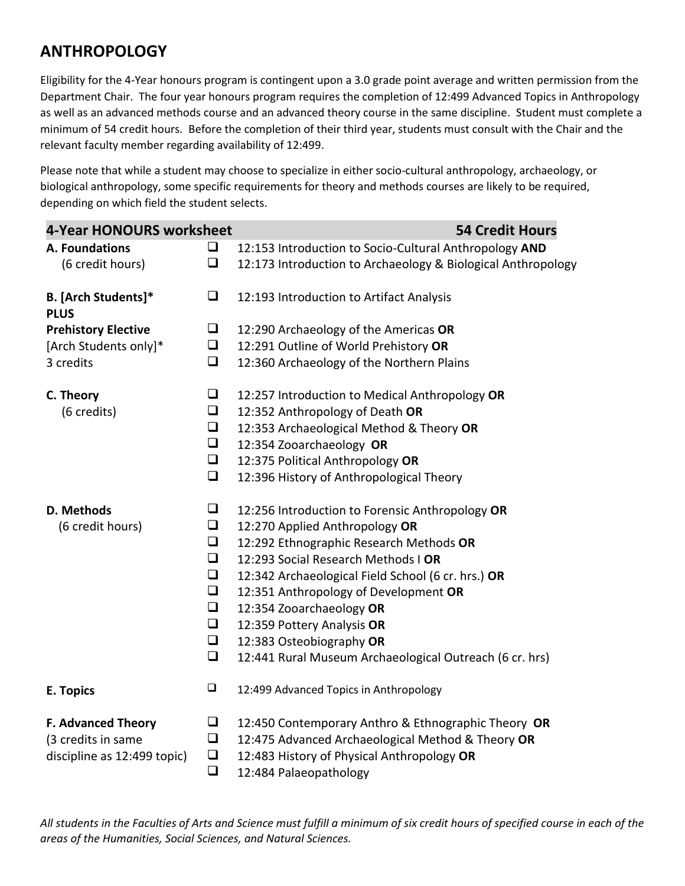# ANTHROPOLOGY

Eligibility for the 4-Year honours program is contingent upon a 3.0 grade point average and written permission from the Department Chair. The four year honours program requires the completion of 12:499 Advanced Topics in Anthropology as well as an advanced methods course and an advanced theory course in the same discipline. Student must complete a minimum of 54 credit hours. Before the completion of their third year, students must consult with the Chair and the relevant faculty member regarding availability of 12:499.

Please note that while a student may choose to specialize in either socio-cultural anthropology, archaeology, or biological anthropology, some specific requirements for theory and methods courses are likely to be required, depending on which field the student selects.

| 4-Year HONOURS worksheet | | 54 Credit Hours |
|---|---|---|
| **A. Foundations** (6 credit hours) | ❑ | 12:153 Introduction to Socio-Cultural Anthropology **AND** |
| | ❑ | 12:173 Introduction to Archaeology & Biological Anthropology |
| **B. [Arch Students]* PLUS** | ❑ | 12:193 Introduction to Artifact Analysis |
| **Prehistory Elective** [Arch Students only]* 3 credits | ❑ | 12:290 Archaeology of the Americas **OR** |
| | ❑ | 12:291 Outline of World Prehistory **OR** |
| | ❑ | 12:360 Archaeology of the Northern Plains |
| **C. Theory** (6 credits) | ❑ | 12:257 Introduction to Medical Anthropology **OR** |
| | ❑ | 12:352 Anthropology of Death **OR** |
| | ❑ | 12:353 Archaeological Method & Theory **OR** |
| | ❑ | 12:354 Zooarchaeology **OR** |
| | ❑ | 12:375 Political Anthropology **OR** |
| | ❑ | 12:396 History of Anthropological Theory |
| **D. Methods** (6 credit hours) | ❑ | 12:256 Introduction to Forensic Anthropology **OR** |
| | ❑ | 12:270 Applied Anthropology **OR** |
| | ❑ | 12:292 Ethnographic Research Methods **OR** |
| | ❑ | 12:293 Social Research Methods I **OR** |
| | ❑ | 12:342 Archaeological Field School (6 cr. hrs.) **OR** |
| | ❑ | 12:351 Anthropology of Development **OR** |
| | ❑ | 12:354 Zooarchaeology **OR** |
| | ❑ | 12:359 Pottery Analysis **OR** |
| | ❑ | 12:383 Osteobiography **OR** |
| | ❑ | 12:441 Rural Museum Archaeological Outreach (6 cr. hrs) |
| **E. Topics** | ❑ | 12:499 Advanced Topics in Anthropology |
| **F. Advanced Theory** (3 credits in same discipline as 12:499 topic) | ❑ | 12:450 Contemporary Anthro & Ethnographic Theory **OR** |
| | ❑ | 12:475 Advanced Archaeological Method & Theory **OR** |
| | ❑ | 12:483 History of Physical Anthropology **OR** |
| | ❑ | 12:484 Palaeopathology |

*All students in the Faculties of Arts and Science must fulfill a minimum of six credit hours of specified course in each of the areas of the Humanities, Social Sciences, and Natural Sciences.*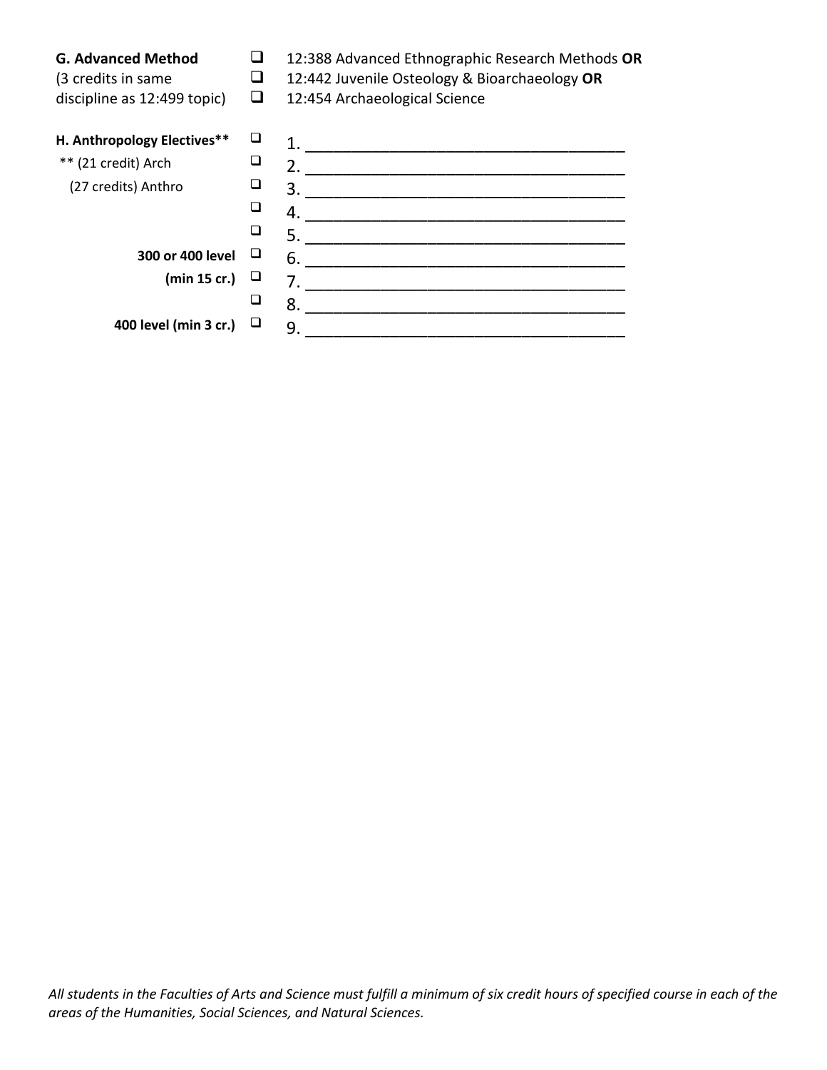| | | |
|---|---|---|
| **G. Advanced Method** (3 credits in same discipline as 12:499 topic) | ☐ | 12:388 Advanced Ethnographic Research Methods **OR** |
| | ☐ | 12:442 Juvenile Osteology & Bioarchaeology **OR** |
| | ☐ | 12:454 Archaeological Science |
| **H. Anthropology Electives**** | ☐ | 1. ________________________________________ |
| ** (21 credit) Arch | ☐ | 2. ________________________________________ |
| (27 credits) Anthro | ☐ | 3. ________________________________________ |
| | ☐ | 4. ________________________________________ |
| | ☐ | 5. ________________________________________ |
| **300 or 400 level** | ☐ | 6. ________________________________________ |
| **(min 15 cr.)** | ☐ | 7. ________________________________________ |
| | ☐ | 8. ________________________________________ |
| **400 level (min 3 cr.)** | ☐ | 9. ________________________________________ |

*All students in the Faculties of Arts and Science must fulfill a minimum of six credit hours of specified course in each of the areas of the Humanities, Social Sciences, and Natural Sciences.*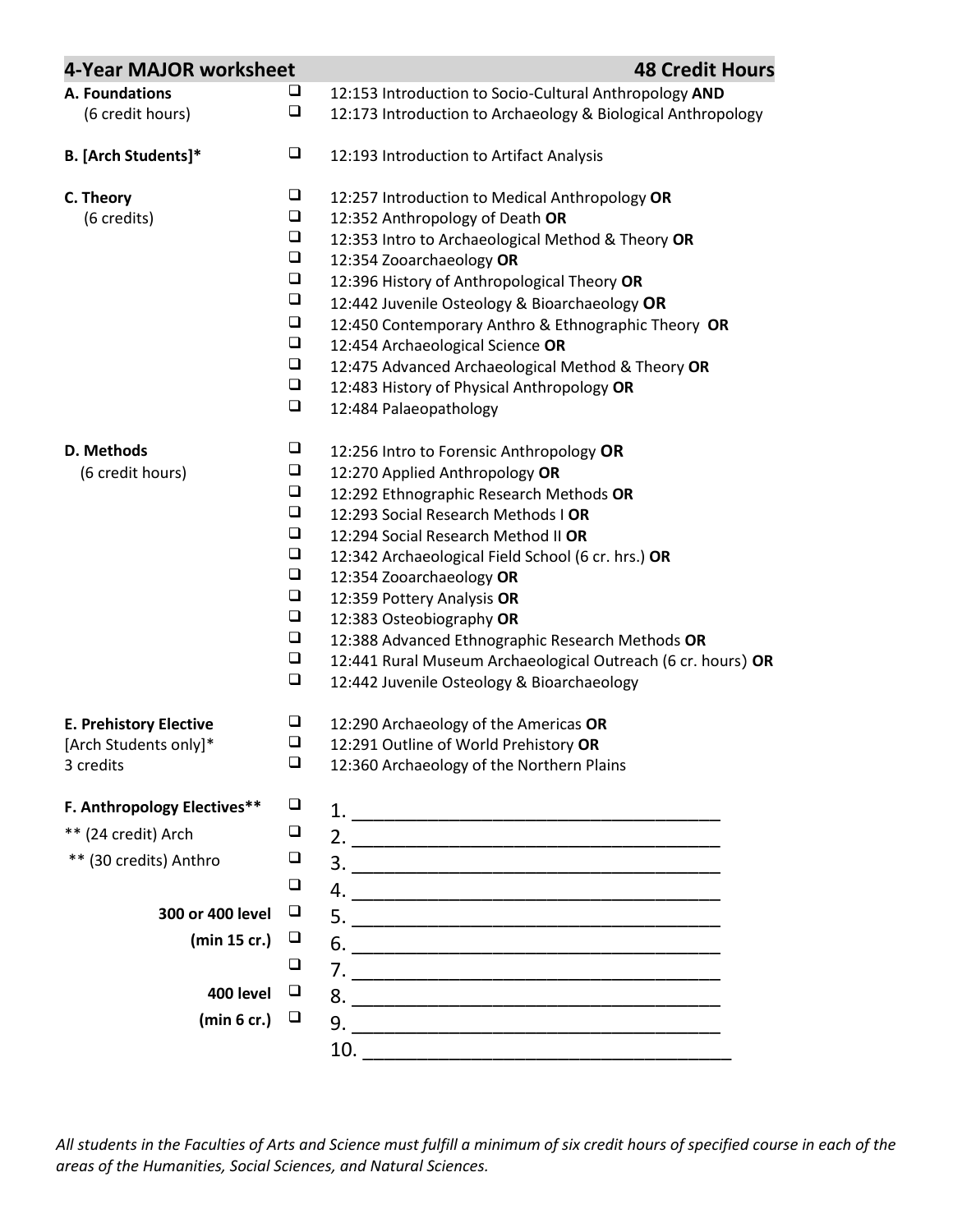## 4-Year MAJOR worksheet — 48 Credit Hours

**A. Foundations**
(6 credit hours)

- ❑ 12:153 Introduction to Socio-Cultural Anthropology **AND**
- ❑ 12:173 Introduction to Archaeology & Biological Anthropology

**B. [Arch Students]***

- ❑ 12:193 Introduction to Artifact Analysis

**C. Theory**
(6 credits)

- ❑ 12:257 Introduction to Medical Anthropology **OR**
- ❑ 12:352 Anthropology of Death **OR**
- ❑ 12:353 Intro to Archaeological Method & Theory **OR**
- ❑ 12:354 Zooarchaeology **OR**
- ❑ 12:396 History of Anthropological Theory **OR**
- ❑ 12:442 Juvenile Osteology & Bioarchaeology **OR**
- ❑ 12:450 Contemporary Anthro & Ethnographic Theory **OR**
- ❑ 12:454 Archaeological Science **OR**
- ❑ 12:475 Advanced Archaeological Method & Theory **OR**
- ❑ 12:483 History of Physical Anthropology **OR**
- ❑ 12:484 Palaeopathology

**D. Methods**
(6 credit hours)

- ❑ 12:256 Intro to Forensic Anthropology **OR**
- ❑ 12:270 Applied Anthropology **OR**
- ❑ 12:292 Ethnographic Research Methods **OR**
- ❑ 12:293 Social Research Methods I **OR**
- ❑ 12:294 Social Research Method II **OR**
- ❑ 12:342 Archaeological Field School (6 cr. hrs.) **OR**
- ❑ 12:354 Zooarchaeology **OR**
- ❑ 12:359 Pottery Analysis **OR**
- ❑ 12:383 Osteobiography **OR**
- ❑ 12:388 Advanced Ethnographic Research Methods **OR**
- ❑ 12:441 Rural Museum Archaeological Outreach (6 cr. hours) **OR**
- ❑ 12:442 Juvenile Osteology & Bioarchaeology

**E. Prehistory Elective**
[Arch Students only]*
3 credits

- ❑ 12:290 Archaeology of the Americas **OR**
- ❑ 12:291 Outline of World Prehistory **OR**
- ❑ 12:360 Archaeology of the Northern Plains

**F. Anthropology Electives****
** (24 credit) Arch
** (30 credits) Anthro

**300 or 400 level (min 15 cr.)**

**400 level (min 6 cr.)**

- ❑ 1. ______________________________
- ❑ 2. ______________________________
- ❑ 3. ______________________________
- ❑ 4. ______________________________
- ❑ 5. ______________________________
- ❑ 6. ______________________________
- ❑ 7. ______________________________
- ❑ 8. ______________________________
- ❑ 9. ______________________________
- 10. ______________________________

*All students in the Faculties of Arts and Science must fulfill a minimum of six credit hours of specified course in each of the areas of the Humanities, Social Sciences, and Natural Sciences.*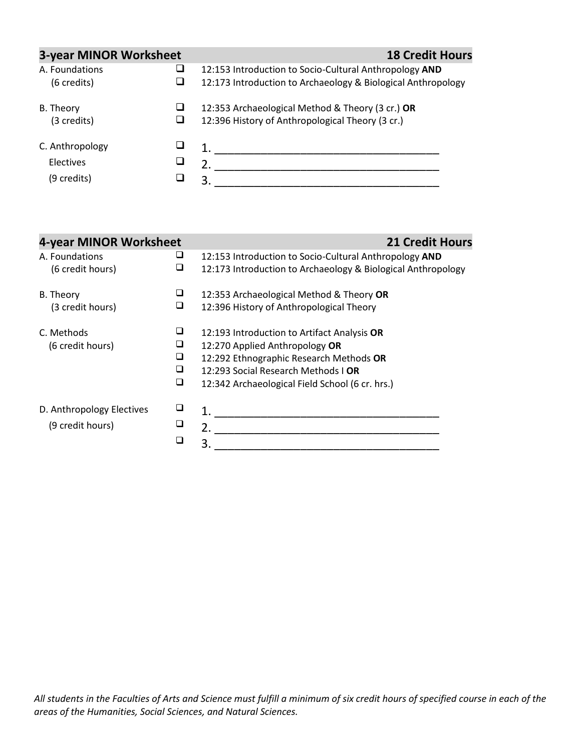## 3-year MINOR Worksheet — 18 Credit Hours

| | | |
|---|---|---|
| A. Foundations (6 credits) | ❑ | 12:153 Introduction to Socio-Cultural Anthropology **AND** |
| | ❑ | 12:173 Introduction to Archaeology & Biological Anthropology |
| B. Theory (3 credits) | ❑ | 12:353 Archaeological Method & Theory (3 cr.) **OR** |
| | ❑ | 12:396 History of Anthropological Theory (3 cr.) |
| C. Anthropology Electives (9 credits) | ❑ | 1. ______________________________________ |
| | ❑ | 2. ______________________________________ |
| | ❑ | 3. ______________________________________ |

## 4-year MINOR Worksheet — 21 Credit Hours

| | | |
|---|---|---|
| A. Foundations (6 credit hours) | ❑ | 12:153 Introduction to Socio-Cultural Anthropology **AND** |
| | ❑ | 12:173 Introduction to Archaeology & Biological Anthropology |
| B. Theory (3 credit hours) | ❑ | 12:353 Archaeological Method & Theory **OR** |
| | ❑ | 12:396 History of Anthropological Theory |
| C. Methods (6 credit hours) | ❑ | 12:193 Introduction to Artifact Analysis **OR** |
| | ❑ | 12:270 Applied Anthropology **OR** |
| | ❑ | 12:292 Ethnographic Research Methods **OR** |
| | ❑ | 12:293 Social Research Methods I **OR** |
| | ❑ | 12:342 Archaeological Field School (6 cr. hrs.) |
| D. Anthropology Electives (9 credit hours) | ❑ | 1. ______________________________________ |
| | ❑ | 2. ______________________________________ |
| | ❑ | 3. ______________________________________ |

*All students in the Faculties of Arts and Science must fulfill a minimum of six credit hours of specified course in each of the areas of the Humanities, Social Sciences, and Natural Sciences.*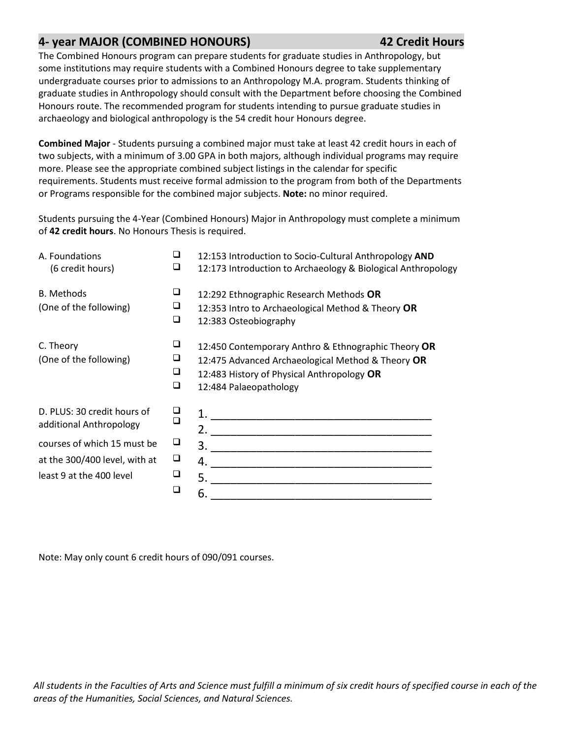## 4- year MAJOR (COMBINED HONOURS) 42 Credit Hours

The Combined Honours program can prepare students for graduate studies in Anthropology, but some institutions may require students with a Combined Honours degree to take supplementary undergraduate courses prior to admissions to an Anthropology M.A. program. Students thinking of graduate studies in Anthropology should consult with the Department before choosing the Combined Honours route. The recommended program for students intending to pursue graduate studies in archaeology and biological anthropology is the 54 credit hour Honours degree.

**Combined Major** - Students pursuing a combined major must take at least 42 credit hours in each of two subjects, with a minimum of 3.00 GPA in both majors, although individual programs may require more. Please see the appropriate combined subject listings in the calendar for specific requirements. Students must receive formal admission to the program from both of the Departments or Programs responsible for the combined major subjects. **Note:** no minor required.

Students pursuing the 4-Year (Combined Honours) Major in Anthropology must complete a minimum of **42 credit hours**. No Honours Thesis is required.

A. Foundations (6 credit hours)

- ❑ 12:153 Introduction to Socio-Cultural Anthropology **AND**
- ❑ 12:173 Introduction to Archaeology & Biological Anthropology

B. Methods (One of the following)

- ❑ 12:292 Ethnographic Research Methods **OR**
- ❑ 12:353 Intro to Archaeological Method & Theory **OR**
- ❑ 12:383 Osteobiography

C. Theory (One of the following)

- ❑ 12:450 Contemporary Anthro & Ethnographic Theory **OR**
- ❑ 12:475 Advanced Archaeological Method & Theory **OR**
- ❑ 12:483 History of Physical Anthropology **OR**
- ❑ 12:484 Palaeopathology

D. PLUS: 30 credit hours of additional Anthropology courses of which 15 must be at the 300/400 level, with at least 9 at the 400 level

- ❑ 1. ______________________________________
- ❑ 2. ______________________________________
- ❑ 3. ______________________________________
- ❑ 4. ______________________________________
- ❑ 5. ______________________________________
- ❑ 6. ______________________________________

Note: May only count 6 credit hours of 090/091 courses.

*All students in the Faculties of Arts and Science must fulfill a minimum of six credit hours of specified course in each of the areas of the Humanities, Social Sciences, and Natural Sciences.*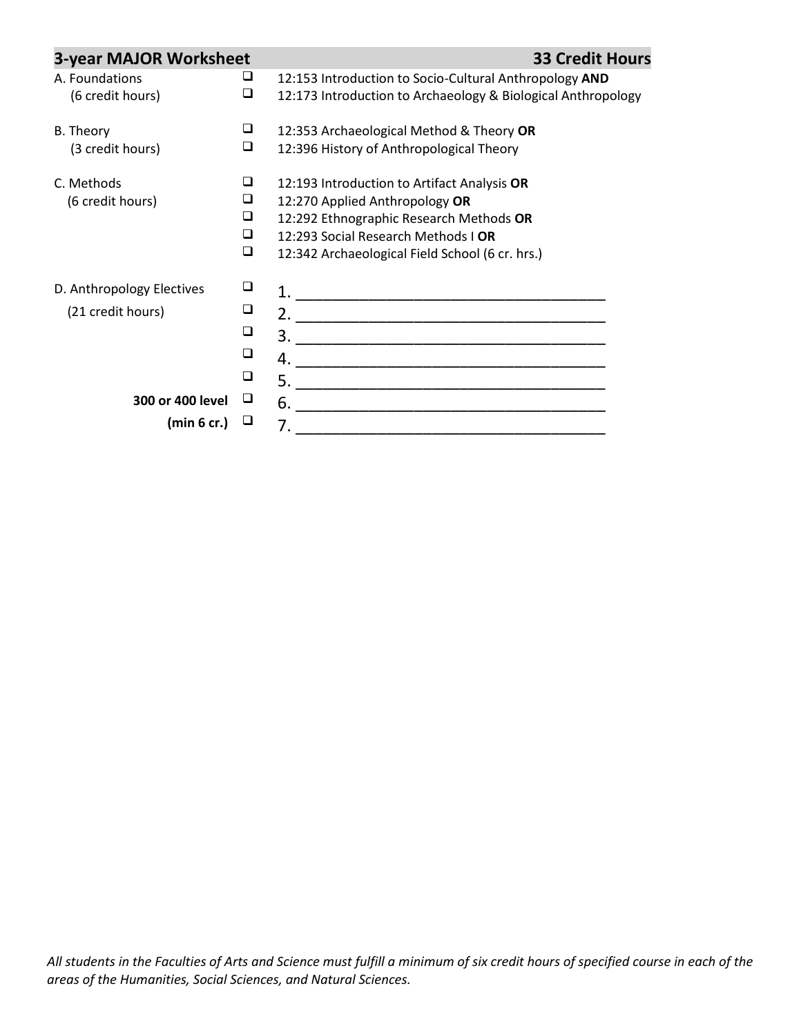## 3-year MAJOR Worksheet — 33 Credit Hours

| | | |
|---|---|---|
| A. Foundations (6 credit hours) | ❑ | 12:153 Introduction to Socio-Cultural Anthropology **AND** |
| | ❑ | 12:173 Introduction to Archaeology & Biological Anthropology |
| B. Theory (3 credit hours) | ❑ | 12:353 Archaeological Method & Theory **OR** |
| | ❑ | 12:396 History of Anthropological Theory |
| C. Methods (6 credit hours) | ❑ | 12:193 Introduction to Artifact Analysis **OR** |
| | ❑ | 12:270 Applied Anthropology **OR** |
| | ❑ | 12:292 Ethnographic Research Methods **OR** |
| | ❑ | 12:293 Social Research Methods I **OR** |
| | ❑ | 12:342 Archaeological Field School (6 cr. hrs.) |
| D. Anthropology Electives (21 credit hours) | ❑ | 1. ______________________________ |
| | ❑ | 2. ______________________________ |
| | ❑ | 3. ______________________________ |
| | ❑ | 4. ______________________________ |
| | ❑ | 5. ______________________________ |
| **300 or 400 level** | ❑ | 6. ______________________________ |
| **(min 6 cr.)** | ❑ | 7. ______________________________ |

*All students in the Faculties of Arts and Science must fulfill a minimum of six credit hours of specified course in each of the areas of the Humanities, Social Sciences, and Natural Sciences.*